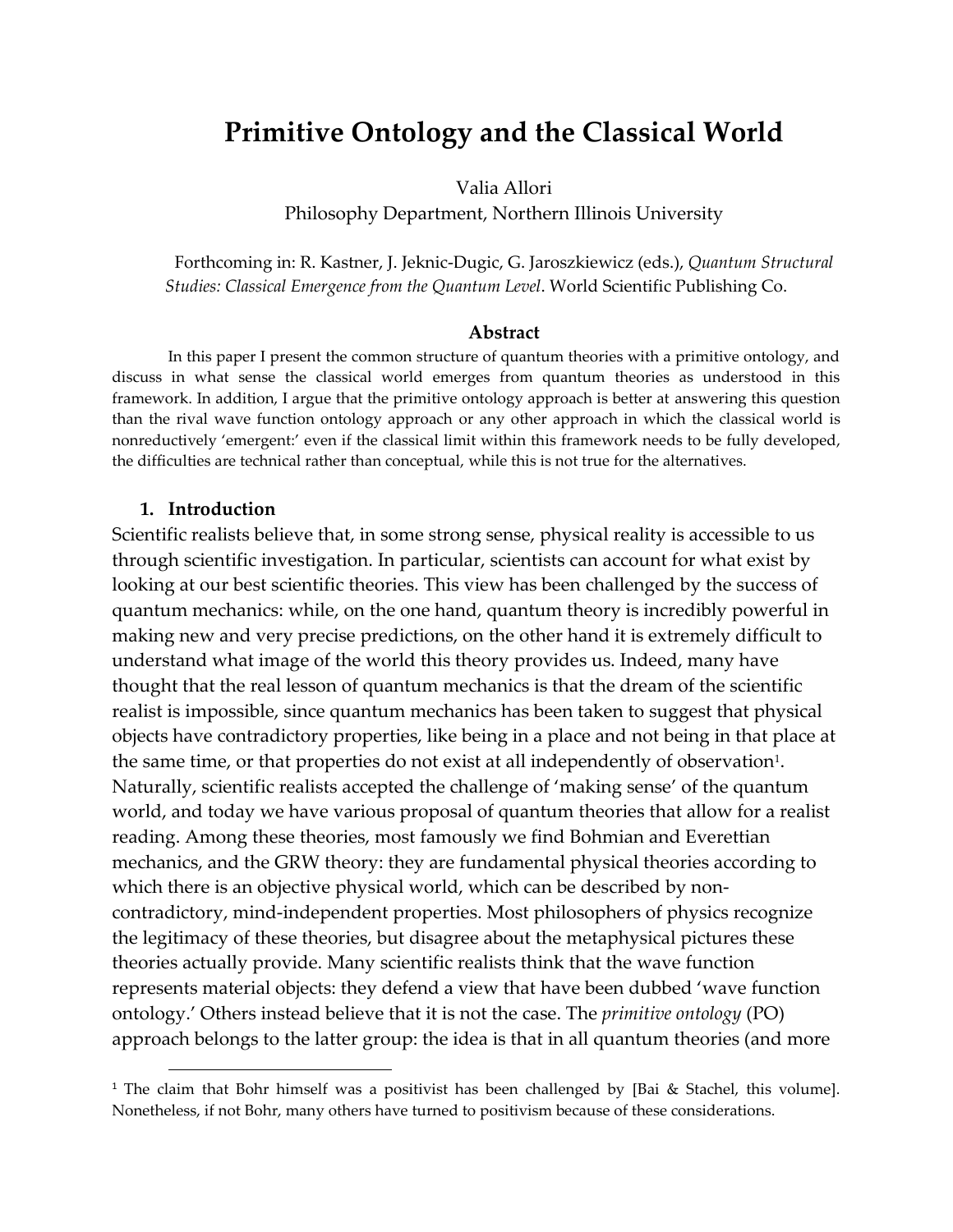# Primitive Ontology and the Classical World

Valia Allori
Philosophy Department, Northern Illinois University

Forthcoming in: R. Kastner, J. Jeknic-Dugic, G. Jaroszkiewicz (eds.), *Quantum Structural Studies: Classical Emergence from the Quantum Level*. World Scientific Publishing Co.

### Abstract

In this paper I present the common structure of quantum theories with a primitive ontology, and discuss in what sense the classical world emerges from quantum theories as understood in this framework. In addition, I argue that the primitive ontology approach is better at answering this question than the rival wave function ontology approach or any other approach in which the classical world is nonreductively 'emergent:' even if the classical limit within this framework needs to be fully developed, the difficulties are technical rather than conceptual, while this is not true for the alternatives.

## 1. Introduction

Scientific realists believe that, in some strong sense, physical reality is accessible to us through scientific investigation. In particular, scientists can account for what exist by looking at our best scientific theories. This view has been challenged by the success of quantum mechanics: while, on the one hand, quantum theory is incredibly powerful in making new and very precise predictions, on the other hand it is extremely difficult to understand what image of the world this theory provides us. Indeed, many have thought that the real lesson of quantum mechanics is that the dream of the scientific realist is impossible, since quantum mechanics has been taken to suggest that physical objects have contradictory properties, like being in a place and not being in that place at the same time, or that properties do not exist at all independently of observation[1]. Naturally, scientific realists accepted the challenge of 'making sense' of the quantum world, and today we have various proposal of quantum theories that allow for a realist reading. Among these theories, most famously we find Bohmian and Everettian mechanics, and the GRW theory: they are fundamental physical theories according to which there is an objective physical world, which can be described by non-contradictory, mind-independent properties. Most philosophers of physics recognize the legitimacy of these theories, but disagree about the metaphysical pictures these theories actually provide. Many scientific realists think that the wave function represents material objects: they defend a view that have been dubbed 'wave function ontology.' Others instead believe that it is not the case. The *primitive ontology* (PO) approach belongs to the latter group: the idea is that in all quantum theories (and more

[1] The claim that Bohr himself was a positivist has been challenged by [Bai & Stachel, this volume]. Nonetheless, if not Bohr, many others have turned to positivism because of these considerations.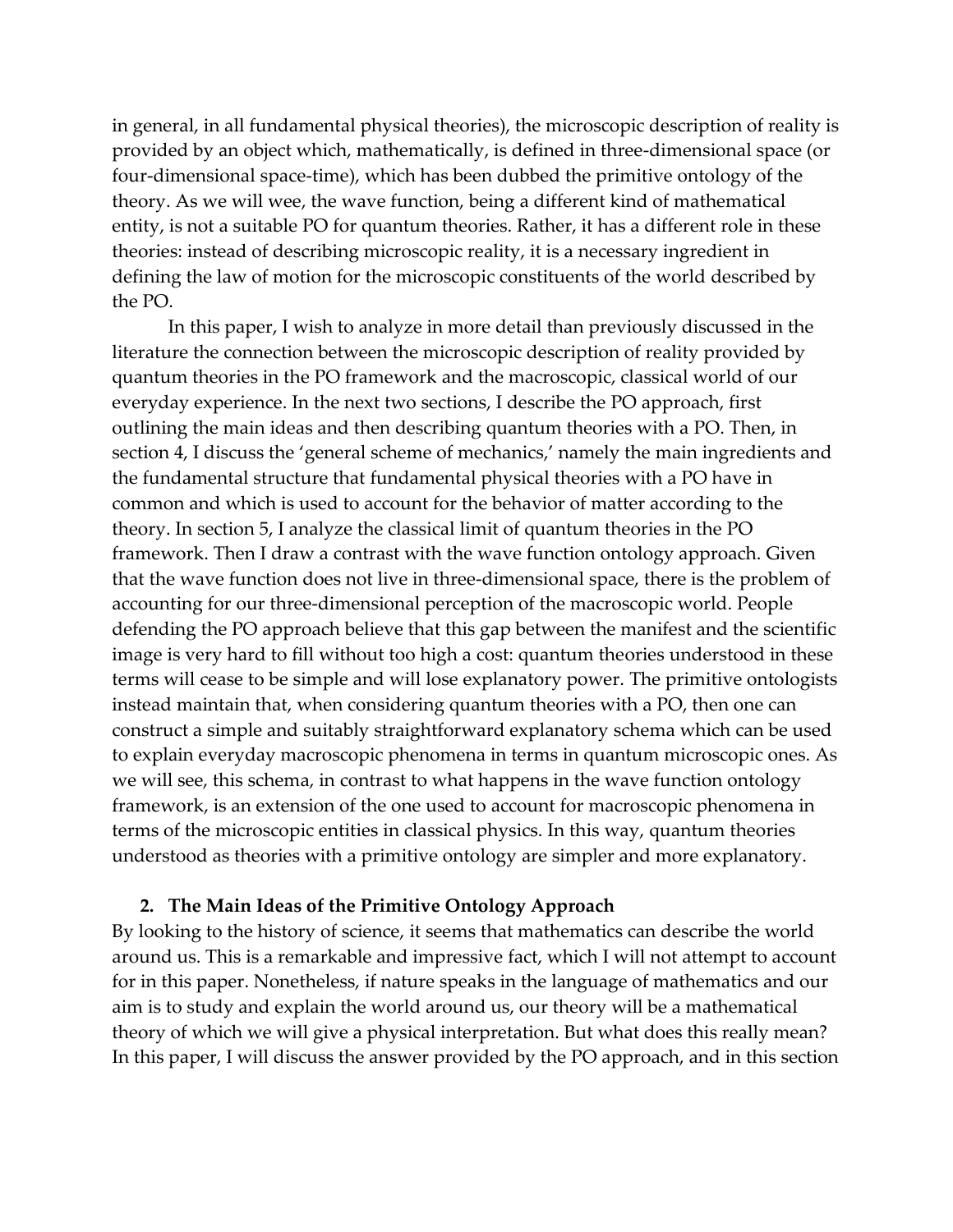in general, in all fundamental physical theories), the microscopic description of reality is provided by an object which, mathematically, is defined in three-dimensional space (or four-dimensional space-time), which has been dubbed the primitive ontology of the theory. As we will wee, the wave function, being a different kind of mathematical entity, is not a suitable PO for quantum theories. Rather, it has a different role in these theories: instead of describing microscopic reality, it is a necessary ingredient in defining the law of motion for the microscopic constituents of the world described by the PO.

In this paper, I wish to analyze in more detail than previously discussed in the literature the connection between the microscopic description of reality provided by quantum theories in the PO framework and the macroscopic, classical world of our everyday experience. In the next two sections, I describe the PO approach, first outlining the main ideas and then describing quantum theories with a PO. Then, in section 4, I discuss the 'general scheme of mechanics,' namely the main ingredients and the fundamental structure that fundamental physical theories with a PO have in common and which is used to account for the behavior of matter according to the theory. In section 5, I analyze the classical limit of quantum theories in the PO framework. Then I draw a contrast with the wave function ontology approach. Given that the wave function does not live in three-dimensional space, there is the problem of accounting for our three-dimensional perception of the macroscopic world. People defending the PO approach believe that this gap between the manifest and the scientific image is very hard to fill without too high a cost: quantum theories understood in these terms will cease to be simple and will lose explanatory power. The primitive ontologists instead maintain that, when considering quantum theories with a PO, then one can construct a simple and suitably straightforward explanatory schema which can be used to explain everyday macroscopic phenomena in terms in quantum microscopic ones. As we will see, this schema, in contrast to what happens in the wave function ontology framework, is an extension of the one used to account for macroscopic phenomena in terms of the microscopic entities in classical physics. In this way, quantum theories understood as theories with a primitive ontology are simpler and more explanatory.

## 2. The Main Ideas of the Primitive Ontology Approach

By looking to the history of science, it seems that mathematics can describe the world around us. This is a remarkable and impressive fact, which I will not attempt to account for in this paper. Nonetheless, if nature speaks in the language of mathematics and our aim is to study and explain the world around us, our theory will be a mathematical theory of which we will give a physical interpretation. But what does this really mean? In this paper, I will discuss the answer provided by the PO approach, and in this section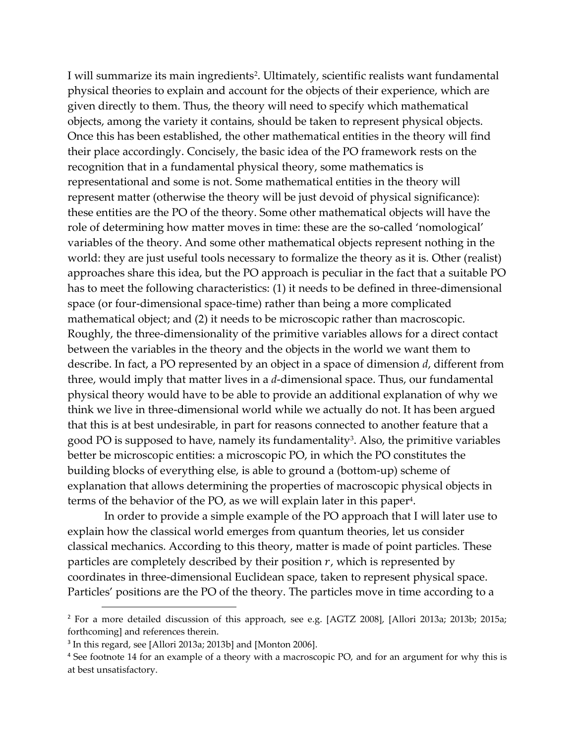I will summarize its main ingredients[2]. Ultimately, scientific realists want fundamental physical theories to explain and account for the objects of their experience, which are given directly to them. Thus, the theory will need to specify which mathematical objects, among the variety it contains, should be taken to represent physical objects. Once this has been established, the other mathematical entities in the theory will find their place accordingly. Concisely, the basic idea of the PO framework rests on the recognition that in a fundamental physical theory, some mathematics is representational and some is not. Some mathematical entities in the theory will represent matter (otherwise the theory will be just devoid of physical significance): these entities are the PO of the theory. Some other mathematical objects will have the role of determining how matter moves in time: these are the so-called 'nomological' variables of the theory. And some other mathematical objects represent nothing in the world: they are just useful tools necessary to formalize the theory as it is. Other (realist) approaches share this idea, but the PO approach is peculiar in the fact that a suitable PO has to meet the following characteristics: (1) it needs to be defined in three-dimensional space (or four-dimensional space-time) rather than being a more complicated mathematical object; and (2) it needs to be microscopic rather than macroscopic. Roughly, the three-dimensionality of the primitive variables allows for a direct contact between the variables in the theory and the objects in the world we want them to describe. In fact, a PO represented by an object in a space of dimension $d$, different from three, would imply that matter lives in a $d$-dimensional space. Thus, our fundamental physical theory would have to be able to provide an additional explanation of why we think we live in three-dimensional world while we actually do not. It has been argued that this is at best undesirable, in part for reasons connected to another feature that a good PO is supposed to have, namely its fundamentality[3]. Also, the primitive variables better be microscopic entities: a microscopic PO, in which the PO constitutes the building blocks of everything else, is able to ground a (bottom-up) scheme of explanation that allows determining the properties of macroscopic physical objects in terms of the behavior of the PO, as we will explain later in this paper[4].

In order to provide a simple example of the PO approach that I will later use to explain how the classical world emerges from quantum theories, let us consider classical mechanics. According to this theory, matter is made of point particles. These particles are completely described by their position $r$, which is represented by coordinates in three-dimensional Euclidean space, taken to represent physical space. Particles' positions are the PO of the theory. The particles move in time according to a

---

[2] For a more detailed discussion of this approach, see e.g. [AGTZ 2008], [Allori 2013a; 2013b; 2015a; forthcoming] and references therein.

[3] In this regard, see [Allori 2013a; 2013b] and [Monton 2006].

[4] See footnote 14 for an example of a theory with a macroscopic PO, and for an argument for why this is at best unsatisfactory.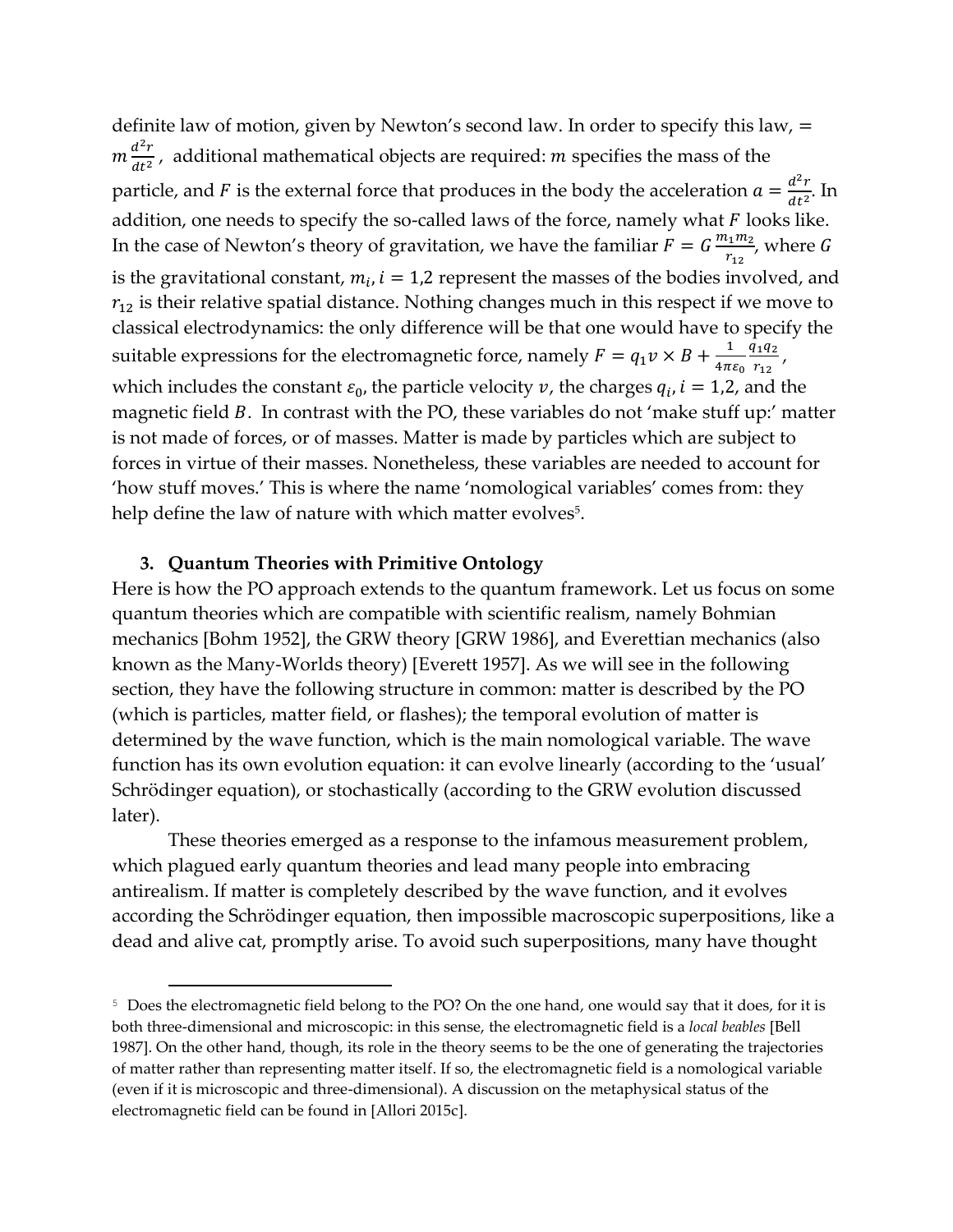definite law of motion, given by Newton's second law. In order to specify this law, $= m\frac{d^2r}{dt^2}$, additional mathematical objects are required: $m$ specifies the mass of the particle, and $F$ is the external force that produces in the body the acceleration $a = \frac{d^2r}{dt^2}$. In addition, one needs to specify the so-called laws of the force, namely what $F$ looks like. In the case of Newton's theory of gravitation, we have the familiar $F = G\frac{m_1 m_2}{r_{12}}$, where $G$ is the gravitational constant, $m_i, i = 1,2$ represent the masses of the bodies involved, and $r_{12}$ is their relative spatial distance. Nothing changes much in this respect if we move to classical electrodynamics: the only difference will be that one would have to specify the suitable expressions for the electromagnetic force, namely $F = q_1 v \times B + \frac{1}{4\pi\varepsilon_0}\frac{q_1 q_2}{r_{12}}$, which includes the constant $\varepsilon_0$, the particle velocity $v$, the charges $q_i, i = 1,2$, and the magnetic field $B$. In contrast with the PO, these variables do not 'make stuff up:' matter is not made of forces, or of masses. Matter is made by particles which are subject to forces in virtue of their masses. Nonetheless, these variables are needed to account for 'how stuff moves.' This is where the name 'nomological variables' comes from: they help define the law of nature with which matter evolves[5].

## 3. Quantum Theories with Primitive Ontology

Here is how the PO approach extends to the quantum framework. Let us focus on some quantum theories which are compatible with scientific realism, namely Bohmian mechanics [Bohm 1952], the GRW theory [GRW 1986], and Everettian mechanics (also known as the Many-Worlds theory) [Everett 1957]. As we will see in the following section, they have the following structure in common: matter is described by the PO (which is particles, matter field, or flashes); the temporal evolution of matter is determined by the wave function, which is the main nomological variable. The wave function has its own evolution equation: it can evolve linearly (according to the 'usual' Schrödinger equation), or stochastically (according to the GRW evolution discussed later).

These theories emerged as a response to the infamous measurement problem, which plagued early quantum theories and lead many people into embracing antirealism. If matter is completely described by the wave function, and it evolves according the Schrödinger equation, then impossible macroscopic superpositions, like a dead and alive cat, promptly arise. To avoid such superpositions, many have thought

[5] Does the electromagnetic field belong to the PO? On the one hand, one would say that it does, for it is both three-dimensional and microscopic: in this sense, the electromagnetic field is a *local beables* [Bell 1987]. On the other hand, though, its role in the theory seems to be the one of generating the trajectories of matter rather than representing matter itself. If so, the electromagnetic field is a nomological variable (even if it is microscopic and three-dimensional). A discussion on the metaphysical status of the electromagnetic field can be found in [Allori 2015c].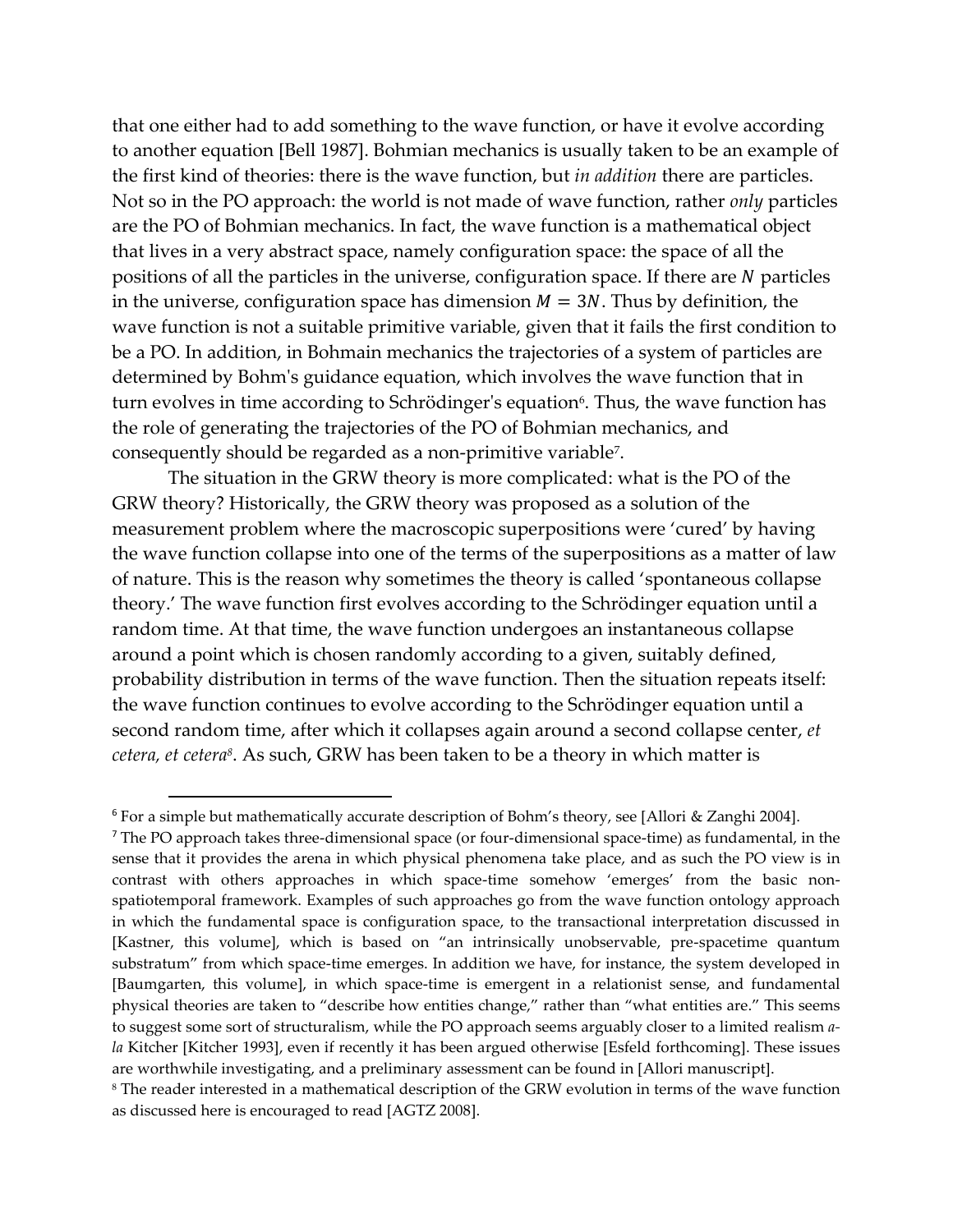that one either had to add something to the wave function, or have it evolve according to another equation [Bell 1987]. Bohmian mechanics is usually taken to be an example of the first kind of theories: there is the wave function, but *in addition* there are particles. Not so in the PO approach: the world is not made of wave function, rather *only* particles are the PO of Bohmian mechanics. In fact, the wave function is a mathematical object that lives in a very abstract space, namely configuration space: the space of all the positions of all the particles in the universe, configuration space. If there are $N$ particles in the universe, configuration space has dimension $M = 3N$. Thus by definition, the wave function is not a suitable primitive variable, given that it fails the first condition to be a PO. In addition, in Bohmain mechanics the trajectories of a system of particles are determined by Bohm's guidance equation, which involves the wave function that in turn evolves in time according to Schrödinger's equation[6]. Thus, the wave function has the role of generating the trajectories of the PO of Bohmian mechanics, and consequently should be regarded as a non-primitive variable[7].

The situation in the GRW theory is more complicated: what is the PO of the GRW theory? Historically, the GRW theory was proposed as a solution of the measurement problem where the macroscopic superpositions were 'cured' by having the wave function collapse into one of the terms of the superpositions as a matter of law of nature. This is the reason why sometimes the theory is called 'spontaneous collapse theory.' The wave function first evolves according to the Schrödinger equation until a random time. At that time, the wave function undergoes an instantaneous collapse around a point which is chosen randomly according to a given, suitably defined, probability distribution in terms of the wave function. Then the situation repeats itself: the wave function continues to evolve according to the Schrödinger equation until a second random time, after which it collapses again around a second collapse center, *et cetera, et cetera*[8]. As such, GRW has been taken to be a theory in which matter is

---

[6] For a simple but mathematically accurate description of Bohm's theory, see [Allori & Zanghi 2004].

[7] The PO approach takes three-dimensional space (or four-dimensional space-time) as fundamental, in the sense that it provides the arena in which physical phenomena take place, and as such the PO view is in contrast with others approaches in which space-time somehow 'emerges' from the basic non-spatiotemporal framework. Examples of such approaches go from the wave function ontology approach in which the fundamental space is configuration space, to the transactional interpretation discussed in [Kastner, this volume], which is based on "an intrinsically unobservable, pre-spacetime quantum substratum" from which space-time emerges. In addition we have, for instance, the system developed in [Baumgarten, this volume], in which space-time is emergent in a relationist sense, and fundamental physical theories are taken to "describe how entities change," rather than "what entities are." This seems to suggest some sort of structuralism, while the PO approach seems arguably closer to a limited realism *a-la* Kitcher [Kitcher 1993], even if recently it has been argued otherwise [Esfeld forthcoming]. These issues are worthwhile investigating, and a preliminary assessment can be found in [Allori manuscript].

[8] The reader interested in a mathematical description of the GRW evolution in terms of the wave function as discussed here is encouraged to read [AGTZ 2008].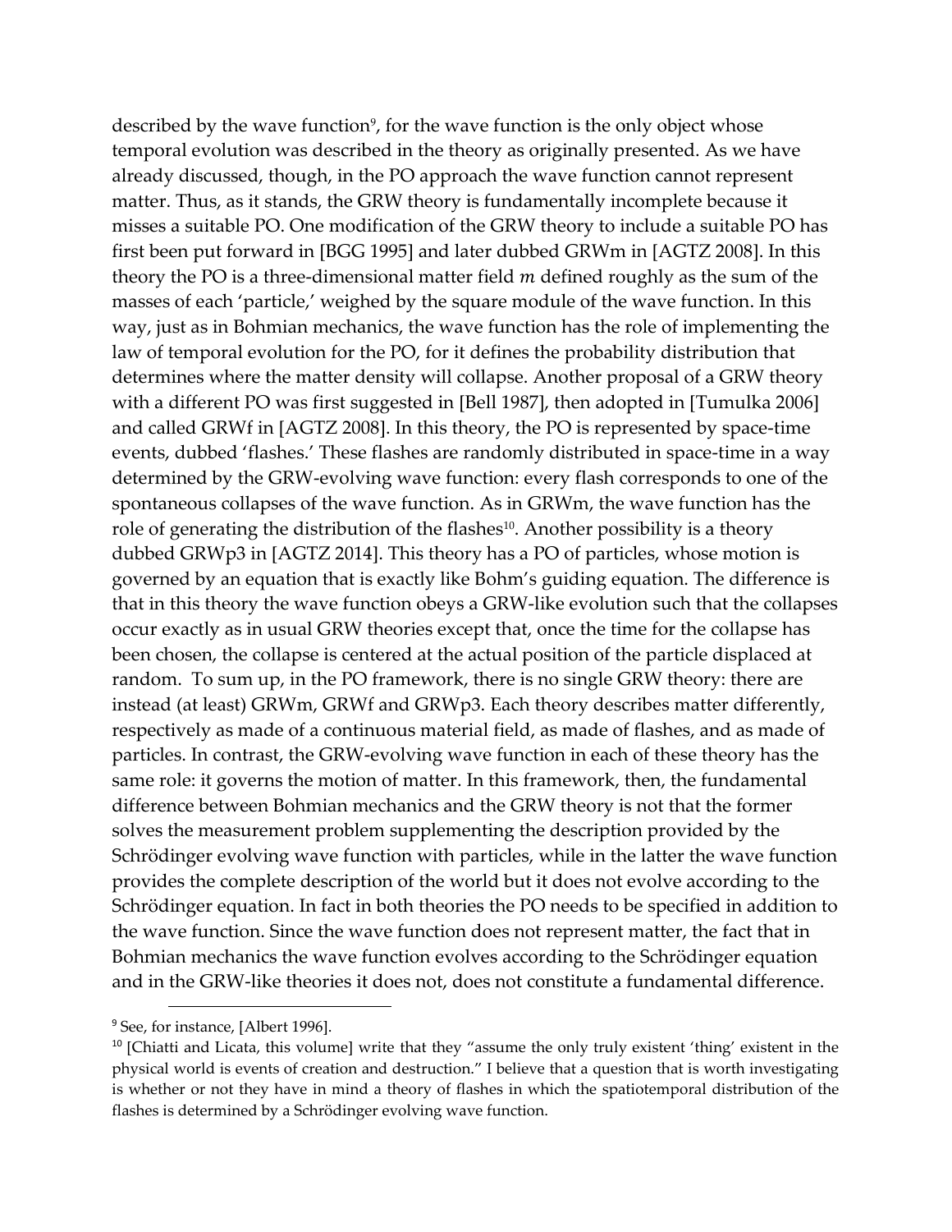described by the wave function[9], for the wave function is the only object whose temporal evolution was described in the theory as originally presented. As we have already discussed, though, in the PO approach the wave function cannot represent matter. Thus, as it stands, the GRW theory is fundamentally incomplete because it misses a suitable PO. One modification of the GRW theory to include a suitable PO has first been put forward in [BGG 1995] and later dubbed GRWm in [AGTZ 2008]. In this theory the PO is a three-dimensional matter field $m$ defined roughly as the sum of the masses of each 'particle,' weighed by the square module of the wave function. In this way, just as in Bohmian mechanics, the wave function has the role of implementing the law of temporal evolution for the PO, for it defines the probability distribution that determines where the matter density will collapse. Another proposal of a GRW theory with a different PO was first suggested in [Bell 1987], then adopted in [Tumulka 2006] and called GRWf in [AGTZ 2008]. In this theory, the PO is represented by space-time events, dubbed 'flashes.' These flashes are randomly distributed in space-time in a way determined by the GRW-evolving wave function: every flash corresponds to one of the spontaneous collapses of the wave function. As in GRWm, the wave function has the role of generating the distribution of the flashes[10]. Another possibility is a theory dubbed GRWp3 in [AGTZ 2014]. This theory has a PO of particles, whose motion is governed by an equation that is exactly like Bohm's guiding equation. The difference is that in this theory the wave function obeys a GRW-like evolution such that the collapses occur exactly as in usual GRW theories except that, once the time for the collapse has been chosen, the collapse is centered at the actual position of the particle displaced at random. To sum up, in the PO framework, there is no single GRW theory: there are instead (at least) GRWm, GRWf and GRWp3. Each theory describes matter differently, respectively as made of a continuous material field, as made of flashes, and as made of particles. In contrast, the GRW-evolving wave function in each of these theory has the same role: it governs the motion of matter. In this framework, then, the fundamental difference between Bohmian mechanics and the GRW theory is not that the former solves the measurement problem supplementing the description provided by the Schrödinger evolving wave function with particles, while in the latter the wave function provides the complete description of the world but it does not evolve according to the Schrödinger equation. In fact in both theories the PO needs to be specified in addition to the wave function. Since the wave function does not represent matter, the fact that in Bohmian mechanics the wave function evolves according to the Schrödinger equation and in the GRW-like theories it does not, does not constitute a fundamental difference.

[9] See, for instance, [Albert 1996].

[10] [Chiatti and Licata, this volume] write that they "assume the only truly existent 'thing' existent in the physical world is events of creation and destruction." I believe that a question that is worth investigating is whether or not they have in mind a theory of flashes in which the spatiotemporal distribution of the flashes is determined by a Schrödinger evolving wave function.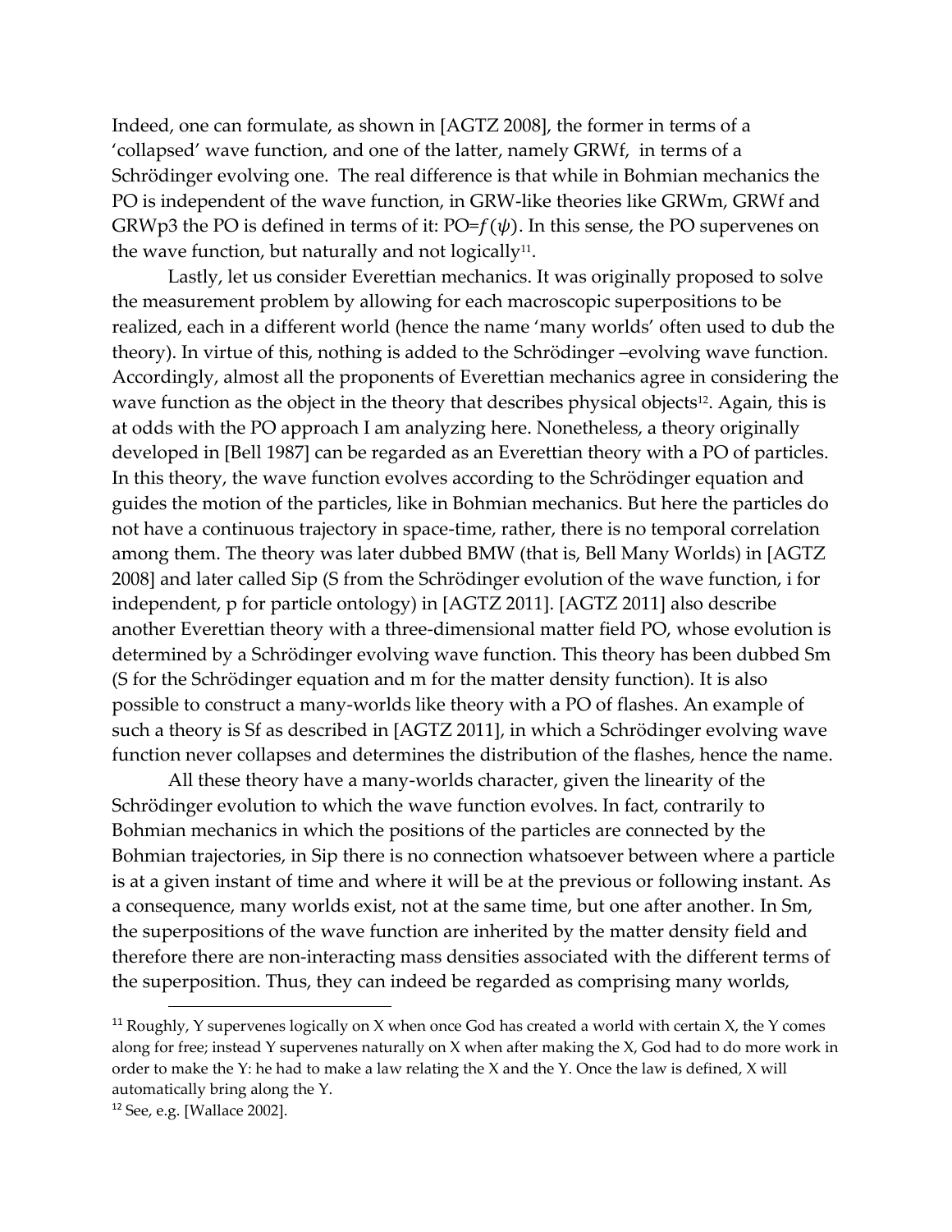Indeed, one can formulate, as shown in [AGTZ 2008], the former in terms of a 'collapsed' wave function, and one of the latter, namely GRWf, in terms of a Schrödinger evolving one. The real difference is that while in Bohmian mechanics the PO is independent of the wave function, in GRW-like theories like GRWm, GRWf and GRWp3 the PO is defined in terms of it: PO=$f(\psi)$. In this sense, the PO supervenes on the wave function, but naturally and not logically[11].

Lastly, let us consider Everettian mechanics. It was originally proposed to solve the measurement problem by allowing for each macroscopic superpositions to be realized, each in a different world (hence the name 'many worlds' often used to dub the theory). In virtue of this, nothing is added to the Schrödinger –evolving wave function. Accordingly, almost all the proponents of Everettian mechanics agree in considering the wave function as the object in the theory that describes physical objects[12]. Again, this is at odds with the PO approach I am analyzing here. Nonetheless, a theory originally developed in [Bell 1987] can be regarded as an Everettian theory with a PO of particles. In this theory, the wave function evolves according to the Schrödinger equation and guides the motion of the particles, like in Bohmian mechanics. But here the particles do not have a continuous trajectory in space-time, rather, there is no temporal correlation among them. The theory was later dubbed BMW (that is, Bell Many Worlds) in [AGTZ 2008] and later called Sip (S from the Schrödinger evolution of the wave function, i for independent, p for particle ontology) in [AGTZ 2011]. [AGTZ 2011] also describe another Everettian theory with a three-dimensional matter field PO, whose evolution is determined by a Schrödinger evolving wave function. This theory has been dubbed Sm (S for the Schrödinger equation and m for the matter density function). It is also possible to construct a many-worlds like theory with a PO of flashes. An example of such a theory is Sf as described in [AGTZ 2011], in which a Schrödinger evolving wave function never collapses and determines the distribution of the flashes, hence the name.

All these theory have a many-worlds character, given the linearity of the Schrödinger evolution to which the wave function evolves. In fact, contrarily to Bohmian mechanics in which the positions of the particles are connected by the Bohmian trajectories, in Sip there is no connection whatsoever between where a particle is at a given instant of time and where it will be at the previous or following instant. As a consequence, many worlds exist, not at the same time, but one after another. In Sm, the superpositions of the wave function are inherited by the matter density field and therefore there are non-interacting mass densities associated with the different terms of the superposition. Thus, they can indeed be regarded as comprising many worlds,

---

[11] Roughly, Y supervenes logically on X when once God has created a world with certain X, the Y comes along for free; instead Y supervenes naturally on X when after making the X, God had to do more work in order to make the Y: he had to make a law relating the X and the Y. Once the law is defined, X will automatically bring along the Y.

[12] See, e.g. [Wallace 2002].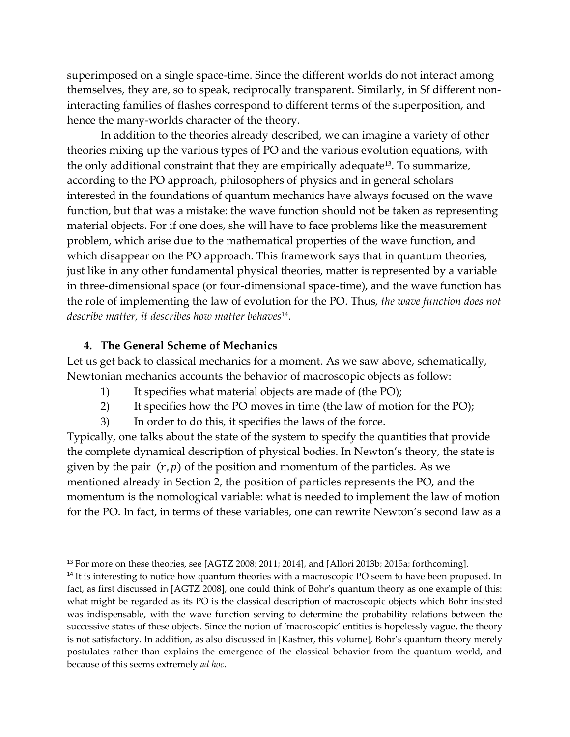superimposed on a single space-time. Since the different worlds do not interact among themselves, they are, so to speak, reciprocally transparent. Similarly, in Sf different non-interacting families of flashes correspond to different terms of the superposition, and hence the many-worlds character of the theory.

In addition to the theories already described, we can imagine a variety of other theories mixing up the various types of PO and the various evolution equations, with the only additional constraint that they are empirically adequate[13]. To summarize, according to the PO approach, philosophers of physics and in general scholars interested in the foundations of quantum mechanics have always focused on the wave function, but that was a mistake: the wave function should not be taken as representing material objects. For if one does, she will have to face problems like the measurement problem, which arise due to the mathematical properties of the wave function, and which disappear on the PO approach. This framework says that in quantum theories, just like in any other fundamental physical theories, matter is represented by a variable in three-dimensional space (or four-dimensional space-time), and the wave function has the role of implementing the law of evolution for the PO. Thus, *the wave function does not describe matter, it describes how matter behaves*[14].

## 4. The General Scheme of Mechanics

Let us get back to classical mechanics for a moment. As we saw above, schematically, Newtonian mechanics accounts the behavior of macroscopic objects as follow:

1) It specifies what material objects are made of (the PO);
2) It specifies how the PO moves in time (the law of motion for the PO);
3) In order to do this, it specifies the laws of the force.

Typically, one talks about the state of the system to specify the quantities that provide the complete dynamical description of physical bodies. In Newton's theory, the state is given by the pair $(r, p)$ of the position and momentum of the particles. As we mentioned already in Section 2, the position of particles represents the PO, and the momentum is the nomological variable: what is needed to implement the law of motion for the PO. In fact, in terms of these variables, one can rewrite Newton's second law as a

---

[13] For more on these theories, see [AGTZ 2008; 2011; 2014], and [Allori 2013b; 2015a; forthcoming].

[14] It is interesting to notice how quantum theories with a macroscopic PO seem to have been proposed. In fact, as first discussed in [AGTZ 2008], one could think of Bohr's quantum theory as one example of this: what might be regarded as its PO is the classical description of macroscopic objects which Bohr insisted was indispensable, with the wave function serving to determine the probability relations between the successive states of these objects. Since the notion of 'macroscopic' entities is hopelessly vague, the theory is not satisfactory. In addition, as also discussed in [Kastner, this volume], Bohr's quantum theory merely postulates rather than explains the emergence of the classical behavior from the quantum world, and because of this seems extremely *ad hoc*.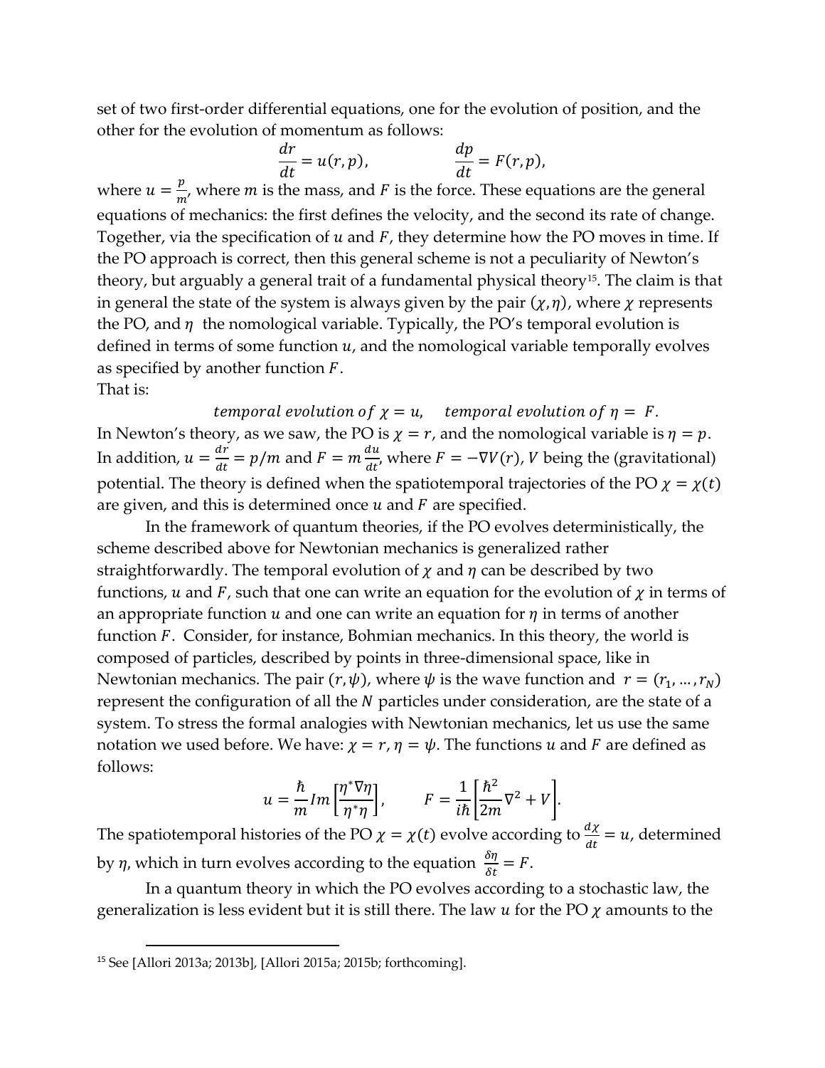set of two first-order differential equations, one for the evolution of position, and the other for the evolution of momentum as follows:

$$\frac{dr}{dt} = u(r,p), \qquad \frac{dp}{dt} = F(r,p),$$

where $u = \frac{p}{m}$, where $m$ is the mass, and $F$ is the force. These equations are the general equations of mechanics: the first defines the velocity, and the second its rate of change. Together, via the specification of $u$ and $F$, they determine how the PO moves in time. If the PO approach is correct, then this general scheme is not a peculiarity of Newton's theory, but arguably a general trait of a fundamental physical theory[15]. The claim is that in general the state of the system is always given by the pair $(\chi, \eta)$, where $\chi$ represents the PO, and $\eta$ the nomological variable. Typically, the PO's temporal evolution is defined in terms of some function $u$, and the nomological variable temporally evolves as specified by another function $F$.

That is:

$$temporal\ evolution\ of\ \chi = u, \quad temporal\ evolution\ of\ \eta = F.$$

In Newton's theory, as we saw, the PO is $\chi = r$, and the nomological variable is $\eta = p$. In addition, $u = \frac{dr}{dt} = p/m$ and $F = m\frac{du}{dt}$, where $F = -\nabla V(r)$, $V$ being the (gravitational) potential. The theory is defined when the spatiotemporal trajectories of the PO $\chi = \chi(t)$ are given, and this is determined once $u$ and $F$ are specified.

In the framework of quantum theories, if the PO evolves deterministically, the scheme described above for Newtonian mechanics is generalized rather straightforwardly. The temporal evolution of $\chi$ and $\eta$ can be described by two functions, $u$ and $F$, such that one can write an equation for the evolution of $\chi$ in terms of an appropriate function $u$ and one can write an equation for $\eta$ in terms of another function $F$. Consider, for instance, Bohmian mechanics. In this theory, the world is composed of particles, described by points in three-dimensional space, like in Newtonian mechanics. The pair $(r, \psi)$, where $\psi$ is the wave function and $r = (r_1, \ldots, r_N)$ represent the configuration of all the $N$ particles under consideration, are the state of a system. To stress the formal analogies with Newtonian mechanics, let us use the same notation we used before. We have: $\chi = r, \eta = \psi$. The functions $u$ and $F$ are defined as follows:

$$u = \frac{\hbar}{m} Im\left[\frac{\eta^* \nabla \eta}{\eta^* \eta}\right], \qquad F = \frac{1}{i\hbar}\left[\frac{\hbar^2}{2m}\nabla^2 + V\right].$$

The spatiotemporal histories of the PO $\chi = \chi(t)$ evolve according to $\frac{d\chi}{dt} = u$, determined by $\eta$, which in turn evolves according to the equation $\frac{\delta\eta}{\delta t} = F$.

In a quantum theory in which the PO evolves according to a stochastic law, the generalization is less evident but it is still there. The law $u$ for the PO $\chi$ amounts to the

[15] See [Allori 2013a; 2013b], [Allori 2015a; 2015b; forthcoming].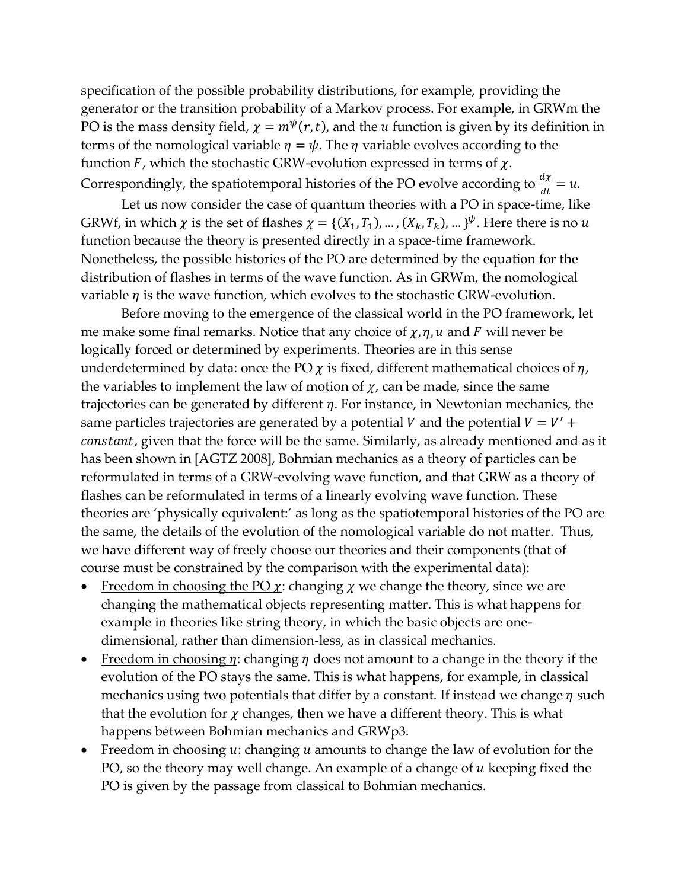specification of the possible probability distributions, for example, providing the generator or the transition probability of a Markov process. For example, in GRWm the PO is the mass density field, $\chi = m^{\psi}(r,t)$, and the $u$ function is given by its definition in terms of the nomological variable $\eta = \psi$. The $\eta$ variable evolves according to the function $F$, which the stochastic GRW-evolution expressed in terms of $\chi$. Correspondingly, the spatiotemporal histories of the PO evolve according to $\frac{d\chi}{dt} = u$.

Let us now consider the case of quantum theories with a PO in space-time, like GRWf, in which $\chi$ is the set of flashes $\chi = \{(X_1, T_1), \ldots, (X_k, T_k), \ldots\}^{\psi}$. Here there is no $u$ function because the theory is presented directly in a space-time framework. Nonetheless, the possible histories of the PO are determined by the equation for the distribution of flashes in terms of the wave function. As in GRWm, the nomological variable $\eta$ is the wave function, which evolves to the stochastic GRW-evolution.

Before moving to the emergence of the classical world in the PO framework, let me make some final remarks. Notice that any choice of $\chi, \eta, u$ and $F$ will never be logically forced or determined by experiments. Theories are in this sense underdetermined by data: once the PO $\chi$ is fixed, different mathematical choices of $\eta$, the variables to implement the law of motion of $\chi$, can be made, since the same trajectories can be generated by different $\eta$. For instance, in Newtonian mechanics, the same particles trajectories are generated by a potential $V$ and the potential $V = V' + constant$, given that the force will be the same. Similarly, as already mentioned and as it has been shown in [AGTZ 2008], Bohmian mechanics as a theory of particles can be reformulated in terms of a GRW-evolving wave function, and that GRW as a theory of flashes can be reformulated in terms of a linearly evolving wave function. These theories are 'physically equivalent:' as long as the spatiotemporal histories of the PO are the same, the details of the evolution of the nomological variable do not matter. Thus, we have different way of freely choose our theories and their components (that of course must be constrained by the comparison with the experimental data):

- Freedom in choosing the PO $\chi$: changing $\chi$ we change the theory, since we are changing the mathematical objects representing matter. This is what happens for example in theories like string theory, in which the basic objects are one-dimensional, rather than dimension-less, as in classical mechanics.
- Freedom in choosing $\eta$: changing $\eta$ does not amount to a change in the theory if the evolution of the PO stays the same. This is what happens, for example, in classical mechanics using two potentials that differ by a constant. If instead we change $\eta$ such that the evolution for $\chi$ changes, then we have a different theory. This is what happens between Bohmian mechanics and GRWp3.
- Freedom in choosing $u$: changing $u$ amounts to change the law of evolution for the PO, so the theory may well change. An example of a change of $u$ keeping fixed the PO is given by the passage from classical to Bohmian mechanics.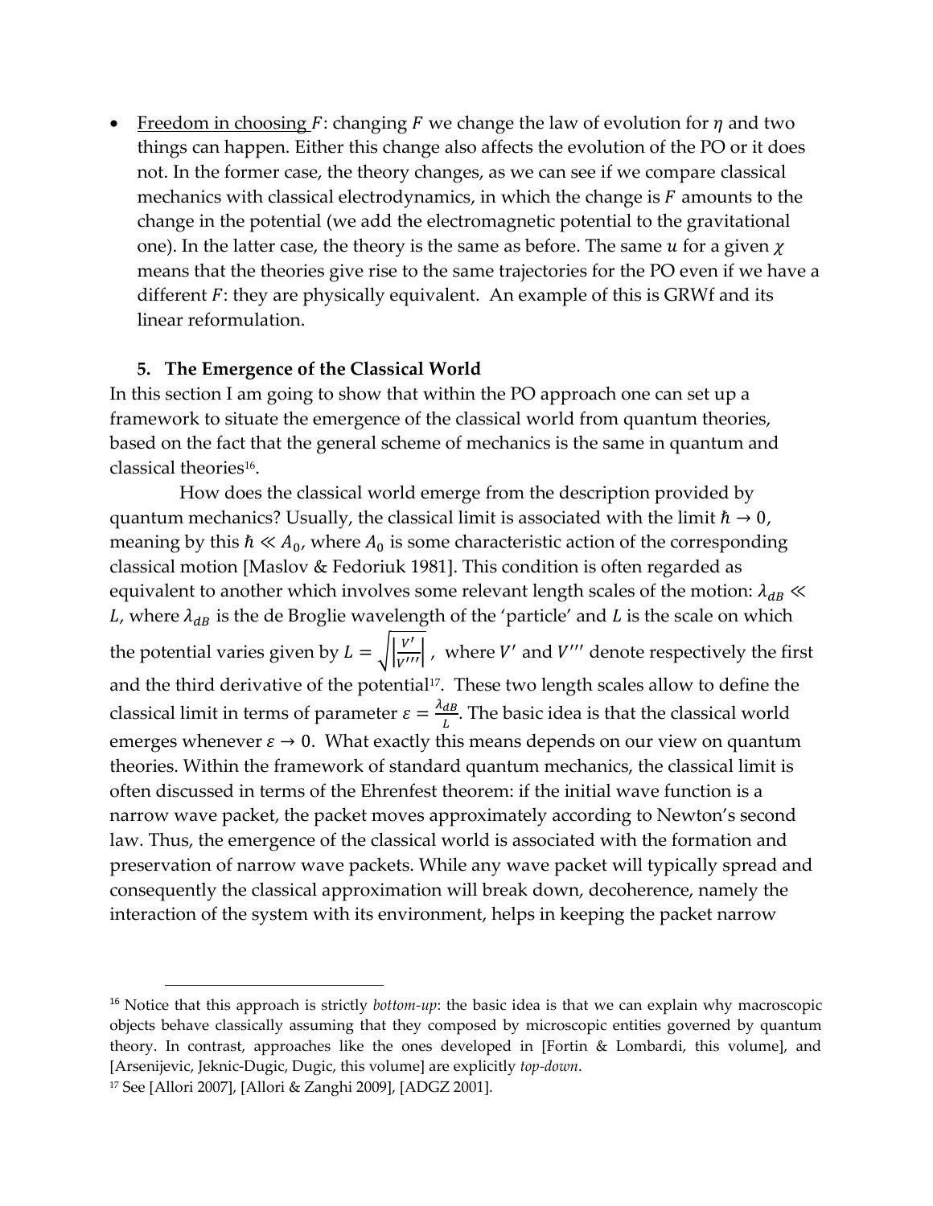- Freedom in choosing $F$: changing $F$ we change the law of evolution for $\eta$ and two things can happen. Either this change also affects the evolution of the PO or it does not. In the former case, the theory changes, as we can see if we compare classical mechanics with classical electrodynamics, in which the change is $F$ amounts to the change in the potential (we add the electromagnetic potential to the gravitational one). In the latter case, the theory is the same as before. The same $u$ for a given $\chi$ means that the theories give rise to the same trajectories for the PO even if we have a different $F$: they are physically equivalent. An example of this is GRWf and its linear reformulation.

## 5. The Emergence of the Classical World

In this section I am going to show that within the PO approach one can set up a framework to situate the emergence of the classical world from quantum theories, based on the fact that the general scheme of mechanics is the same in quantum and classical theories[16].

How does the classical world emerge from the description provided by quantum mechanics? Usually, the classical limit is associated with the limit $\hbar \to 0$, meaning by this $\hbar \ll A_0$, where $A_0$ is some characteristic action of the corresponding classical motion [Maslov & Fedoriuk 1981]. This condition is often regarded as equivalent to another which involves some relevant length scales of the motion: $\lambda_{dB} \ll L$, where $\lambda_{dB}$ is the de Broglie wavelength of the 'particle' and $L$ is the scale on which the potential varies given by $L = \sqrt{\left|\frac{V'}{V'''}\right|}$ , where $V'$ and $V'''$ denote respectively the first and the third derivative of the potential[17]. These two length scales allow to define the classical limit in terms of parameter $\varepsilon = \frac{\lambda_{dB}}{L}$. The basic idea is that the classical world emerges whenever $\varepsilon \to 0$. What exactly this means depends on our view on quantum theories. Within the framework of standard quantum mechanics, the classical limit is often discussed in terms of the Ehrenfest theorem: if the initial wave function is a narrow wave packet, the packet moves approximately according to Newton's second law. Thus, the emergence of the classical world is associated with the formation and preservation of narrow wave packets. While any wave packet will typically spread and consequently the classical approximation will break down, decoherence, namely the interaction of the system with its environment, helps in keeping the packet narrow

[16] Notice that this approach is strictly *bottom-up*: the basic idea is that we can explain why macroscopic objects behave classically assuming that they composed by microscopic entities governed by quantum theory. In contrast, approaches like the ones developed in [Fortin & Lombardi, this volume], and [Arsenijevic, Jeknic-Dugic, Dugic, this volume] are explicitly *top-down*.

[17] See [Allori 2007], [Allori & Zanghì 2009], [ADGZ 2001].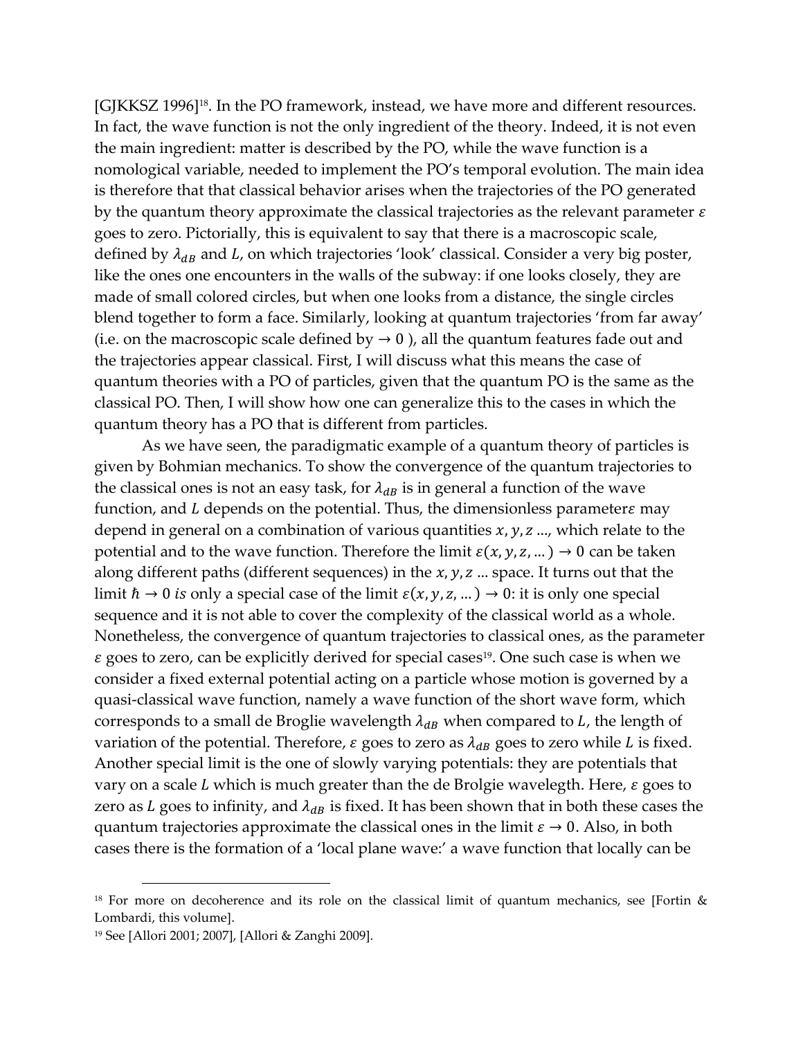[GJKKSZ 1996][18]. In the PO framework, instead, we have more and different resources. In fact, the wave function is not the only ingredient of the theory. Indeed, it is not even the main ingredient: matter is described by the PO, while the wave function is a nomological variable, needed to implement the PO's temporal evolution. The main idea is therefore that that classical behavior arises when the trajectories of the PO generated by the quantum theory approximate the classical trajectories as the relevant parameter $\varepsilon$ goes to zero. Pictorially, this is equivalent to say that there is a macroscopic scale, defined by $\lambda_{dB}$ and $L$, on which trajectories 'look' classical. Consider a very big poster, like the ones one encounters in the walls of the subway: if one looks closely, they are made of small colored circles, but when one looks from a distance, the single circles blend together to form a face. Similarly, looking at quantum trajectories 'from far away' (i.e. on the macroscopic scale defined by $\rightarrow 0$ ), all the quantum features fade out and the trajectories appear classical. First, I will discuss what this means the case of quantum theories with a PO of particles, given that the quantum PO is the same as the classical PO. Then, I will show how one can generalize this to the cases in which the quantum theory has a PO that is different from particles.

As we have seen, the paradigmatic example of a quantum theory of particles is given by Bohmian mechanics. To show the convergence of the quantum trajectories to the classical ones is not an easy task, for $\lambda_{dB}$ is in general a function of the wave function, and $L$ depends on the potential. Thus, the dimensionless parameter$\varepsilon$ may depend in general on a combination of various quantities $x, y, z$ ..., which relate to the potential and to the wave function. Therefore the limit $\varepsilon(x, y, z, ...) \rightarrow 0$ can be taken along different paths (different sequences) in the $x, y, z$ ... space. It turns out that the limit $\hbar \rightarrow 0$ *is* only a special case of the limit $\varepsilon(x, y, z, ...) \rightarrow 0$: it is only one special sequence and it is not able to cover the complexity of the classical world as a whole. Nonetheless, the convergence of quantum trajectories to classical ones, as the parameter $\varepsilon$ goes to zero, can be explicitly derived for special cases[19]. One such case is when we consider a fixed external potential acting on a particle whose motion is governed by a quasi-classical wave function, namely a wave function of the short wave form, which corresponds to a small de Broglie wavelength $\lambda_{dB}$ when compared to $L$, the length of variation of the potential. Therefore, $\varepsilon$ goes to zero as $\lambda_{dB}$ goes to zero while $L$ is fixed. Another special limit is the one of slowly varying potentials: they are potentials that vary on a scale $L$ which is much greater than the de Brolgie wavelegth. Here, $\varepsilon$ goes to zero as $L$ goes to infinity, and $\lambda_{dB}$ is fixed. It has been shown that in both these cases the quantum trajectories approximate the classical ones in the limit $\varepsilon \rightarrow 0$. Also, in both cases there is the formation of a 'local plane wave:' a wave function that locally can be

[18] For more on decoherence and its role on the classical limit of quantum mechanics, see [Fortin & Lombardi, this volume].

[19] See [Allori 2001; 2007], [Allori & Zanghì 2009].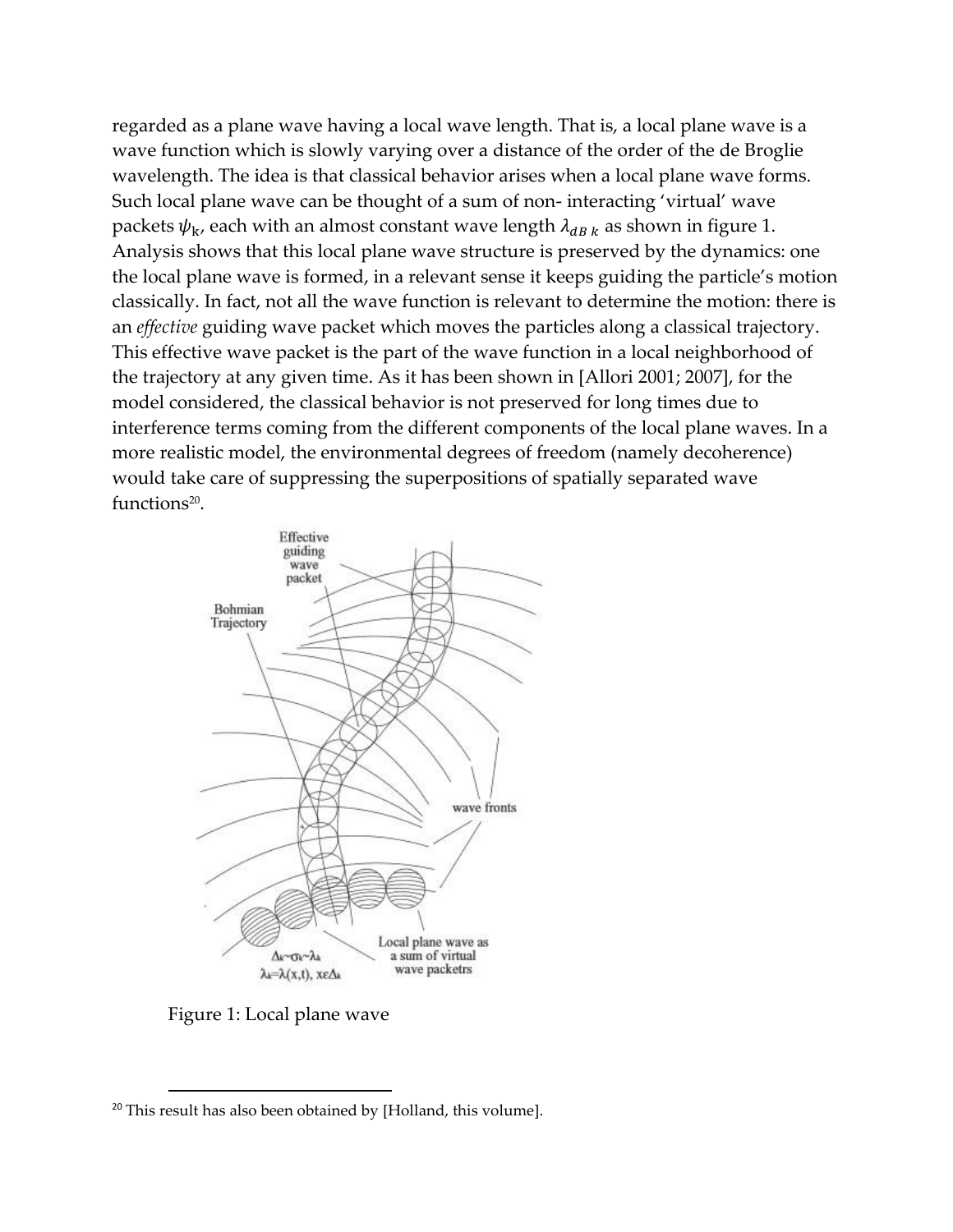regarded as a plane wave having a local wave length. That is, a local plane wave is a wave function which is slowly varying over a distance of the order of the de Broglie wavelength. The idea is that classical behavior arises when a local plane wave forms. Such local plane wave can be thought of a sum of non- interacting 'virtual' wave packets $\psi_k$, each with an almost constant wave length $\lambda_{dB\,k}$ as shown in figure 1. Analysis shows that this local plane wave structure is preserved by the dynamics: one the local plane wave is formed, in a relevant sense it keeps guiding the particle's motion classically. In fact, not all the wave function is relevant to determine the motion: there is an *effective* guiding wave packet which moves the particles along a classical trajectory. This effective wave packet is the part of the wave function in a local neighborhood of the trajectory at any given time. As it has been shown in [Allori 2001; 2007], for the model considered, the classical behavior is not preserved for long times due to interference terms coming from the different components of the local plane waves. In a more realistic model, the environmental degrees of freedom (namely decoherence) would take care of suppressing the superpositions of spatially separated wave functions[20].

Figure 1: Local plane wave

[20] This result has also been obtained by [Holland, this volume].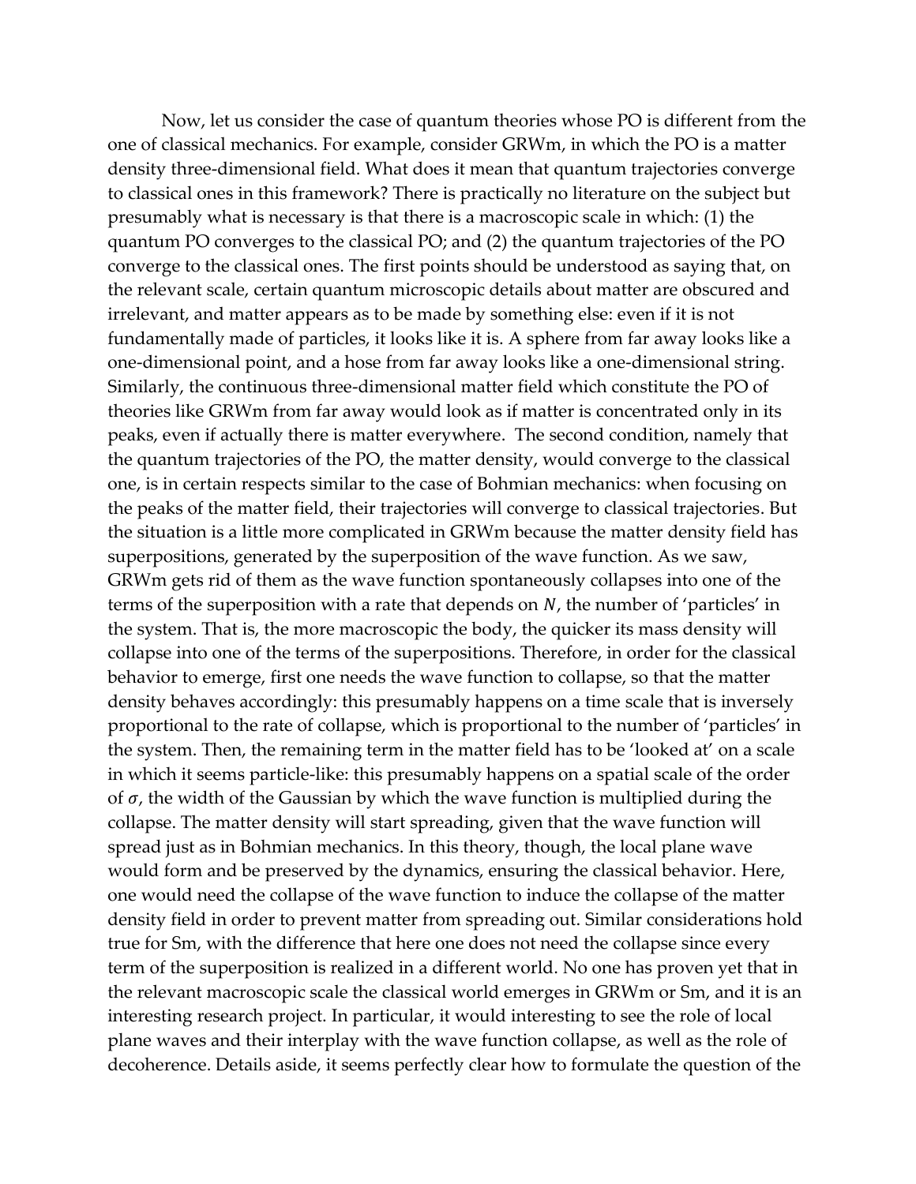Now, let us consider the case of quantum theories whose PO is different from the one of classical mechanics. For example, consider GRWm, in which the PO is a matter density three-dimensional field. What does it mean that quantum trajectories converge to classical ones in this framework? There is practically no literature on the subject but presumably what is necessary is that there is a macroscopic scale in which: (1) the quantum PO converges to the classical PO; and (2) the quantum trajectories of the PO converge to the classical ones. The first points should be understood as saying that, on the relevant scale, certain quantum microscopic details about matter are obscured and irrelevant, and matter appears as to be made by something else: even if it is not fundamentally made of particles, it looks like it is. A sphere from far away looks like a one-dimensional point, and a hose from far away looks like a one-dimensional string. Similarly, the continuous three-dimensional matter field which constitute the PO of theories like GRWm from far away would look as if matter is concentrated only in its peaks, even if actually there is matter everywhere. The second condition, namely that the quantum trajectories of the PO, the matter density, would converge to the classical one, is in certain respects similar to the case of Bohmian mechanics: when focusing on the peaks of the matter field, their trajectories will converge to classical trajectories. But the situation is a little more complicated in GRWm because the matter density field has superpositions, generated by the superposition of the wave function. As we saw, GRWm gets rid of them as the wave function spontaneously collapses into one of the terms of the superposition with a rate that depends on $N$, the number of 'particles' in the system. That is, the more macroscopic the body, the quicker its mass density will collapse into one of the terms of the superpositions. Therefore, in order for the classical behavior to emerge, first one needs the wave function to collapse, so that the matter density behaves accordingly: this presumably happens on a time scale that is inversely proportional to the rate of collapse, which is proportional to the number of 'particles' in the system. Then, the remaining term in the matter field has to be 'looked at' on a scale in which it seems particle-like: this presumably happens on a spatial scale of the order of $\sigma$, the width of the Gaussian by which the wave function is multiplied during the collapse. The matter density will start spreading, given that the wave function will spread just as in Bohmian mechanics. In this theory, though, the local plane wave would form and be preserved by the dynamics, ensuring the classical behavior. Here, one would need the collapse of the wave function to induce the collapse of the matter density field in order to prevent matter from spreading out. Similar considerations hold true for Sm, with the difference that here one does not need the collapse since every term of the superposition is realized in a different world. No one has proven yet that in the relevant macroscopic scale the classical world emerges in GRWm or Sm, and it is an interesting research project. In particular, it would interesting to see the role of local plane waves and their interplay with the wave function collapse, as well as the role of decoherence. Details aside, it seems perfectly clear how to formulate the question of the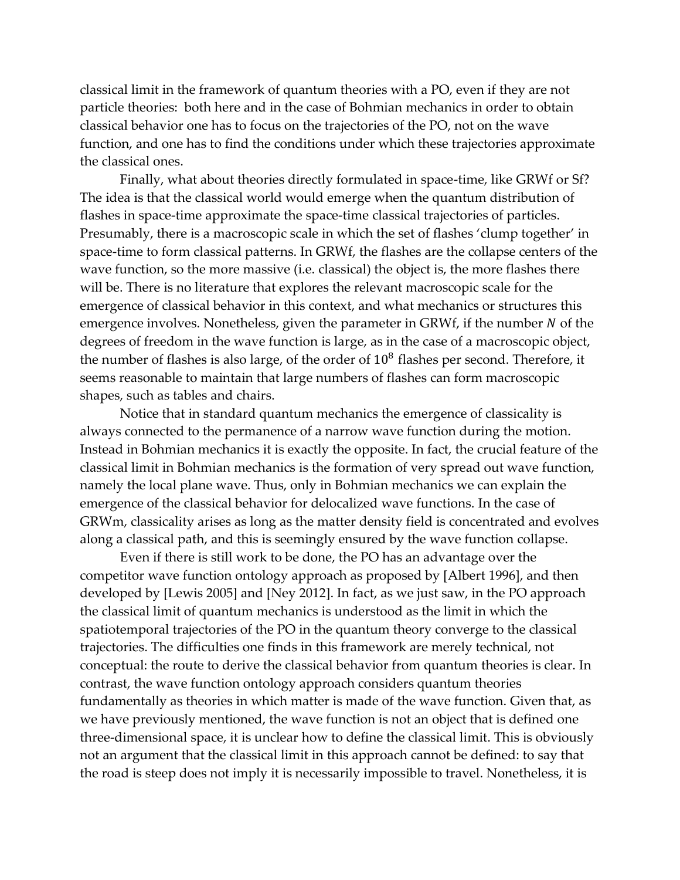classical limit in the framework of quantum theories with a PO, even if they are not particle theories: both here and in the case of Bohmian mechanics in order to obtain classical behavior one has to focus on the trajectories of the PO, not on the wave function, and one has to find the conditions under which these trajectories approximate the classical ones.

Finally, what about theories directly formulated in space-time, like GRWf or Sf? The idea is that the classical world would emerge when the quantum distribution of flashes in space-time approximate the space-time classical trajectories of particles. Presumably, there is a macroscopic scale in which the set of flashes 'clump together' in space-time to form classical patterns. In GRWf, the flashes are the collapse centers of the wave function, so the more massive (i.e. classical) the object is, the more flashes there will be. There is no literature that explores the relevant macroscopic scale for the emergence of classical behavior in this context, and what mechanics or structures this emergence involves. Nonetheless, given the parameter in GRWf, if the number $N$ of the degrees of freedom in the wave function is large, as in the case of a macroscopic object, the number of flashes is also large, of the order of $10^8$ flashes per second. Therefore, it seems reasonable to maintain that large numbers of flashes can form macroscopic shapes, such as tables and chairs.

Notice that in standard quantum mechanics the emergence of classicality is always connected to the permanence of a narrow wave function during the motion. Instead in Bohmian mechanics it is exactly the opposite. In fact, the crucial feature of the classical limit in Bohmian mechanics is the formation of very spread out wave function, namely the local plane wave. Thus, only in Bohmian mechanics we can explain the emergence of the classical behavior for delocalized wave functions. In the case of GRWm, classicality arises as long as the matter density field is concentrated and evolves along a classical path, and this is seemingly ensured by the wave function collapse.

Even if there is still work to be done, the PO has an advantage over the competitor wave function ontology approach as proposed by [Albert 1996], and then developed by [Lewis 2005] and [Ney 2012]. In fact, as we just saw, in the PO approach the classical limit of quantum mechanics is understood as the limit in which the spatiotemporal trajectories of the PO in the quantum theory converge to the classical trajectories. The difficulties one finds in this framework are merely technical, not conceptual: the route to derive the classical behavior from quantum theories is clear. In contrast, the wave function ontology approach considers quantum theories fundamentally as theories in which matter is made of the wave function. Given that, as we have previously mentioned, the wave function is not an object that is defined one three-dimensional space, it is unclear how to define the classical limit. This is obviously not an argument that the classical limit in this approach cannot be defined: to say that the road is steep does not imply it is necessarily impossible to travel. Nonetheless, it is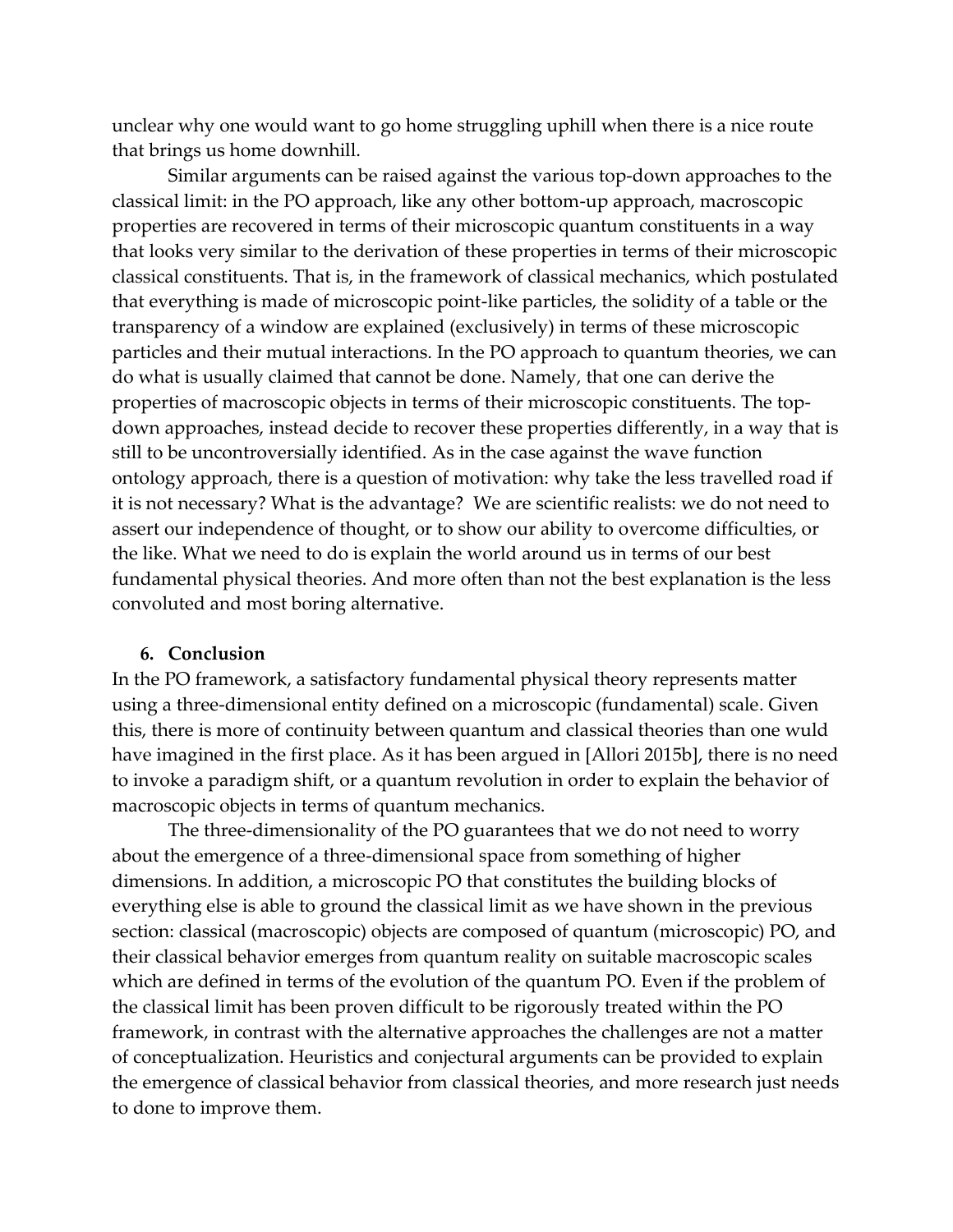unclear why one would want to go home struggling uphill when there is a nice route that brings us home downhill.

Similar arguments can be raised against the various top-down approaches to the classical limit: in the PO approach, like any other bottom-up approach, macroscopic properties are recovered in terms of their microscopic quantum constituents in a way that looks very similar to the derivation of these properties in terms of their microscopic classical constituents. That is, in the framework of classical mechanics, which postulated that everything is made of microscopic point-like particles, the solidity of a table or the transparency of a window are explained (exclusively) in terms of these microscopic particles and their mutual interactions. In the PO approach to quantum theories, we can do what is usually claimed that cannot be done. Namely, that one can derive the properties of macroscopic objects in terms of their microscopic constituents. The top-down approaches, instead decide to recover these properties differently, in a way that is still to be uncontroversially identified. As in the case against the wave function ontology approach, there is a question of motivation: why take the less travelled road if it is not necessary? What is the advantage? We are scientific realists: we do not need to assert our independence of thought, or to show our ability to overcome difficulties, or the like. What we need to do is explain the world around us in terms of our best fundamental physical theories. And more often than not the best explanation is the less convoluted and most boring alternative.

## 6. Conclusion

In the PO framework, a satisfactory fundamental physical theory represents matter using a three-dimensional entity defined on a microscopic (fundamental) scale. Given this, there is more of continuity between quantum and classical theories than one wuld have imagined in the first place. As it has been argued in [Allori 2015b], there is no need to invoke a paradigm shift, or a quantum revolution in order to explain the behavior of macroscopic objects in terms of quantum mechanics.

The three-dimensionality of the PO guarantees that we do not need to worry about the emergence of a three-dimensional space from something of higher dimensions. In addition, a microscopic PO that constitutes the building blocks of everything else is able to ground the classical limit as we have shown in the previous section: classical (macroscopic) objects are composed of quantum (microscopic) PO, and their classical behavior emerges from quantum reality on suitable macroscopic scales which are defined in terms of the evolution of the quantum PO. Even if the problem of the classical limit has been proven difficult to be rigorously treated within the PO framework, in contrast with the alternative approaches the challenges are not a matter of conceptualization. Heuristics and conjectural arguments can be provided to explain the emergence of classical behavior from classical theories, and more research just needs to done to improve them.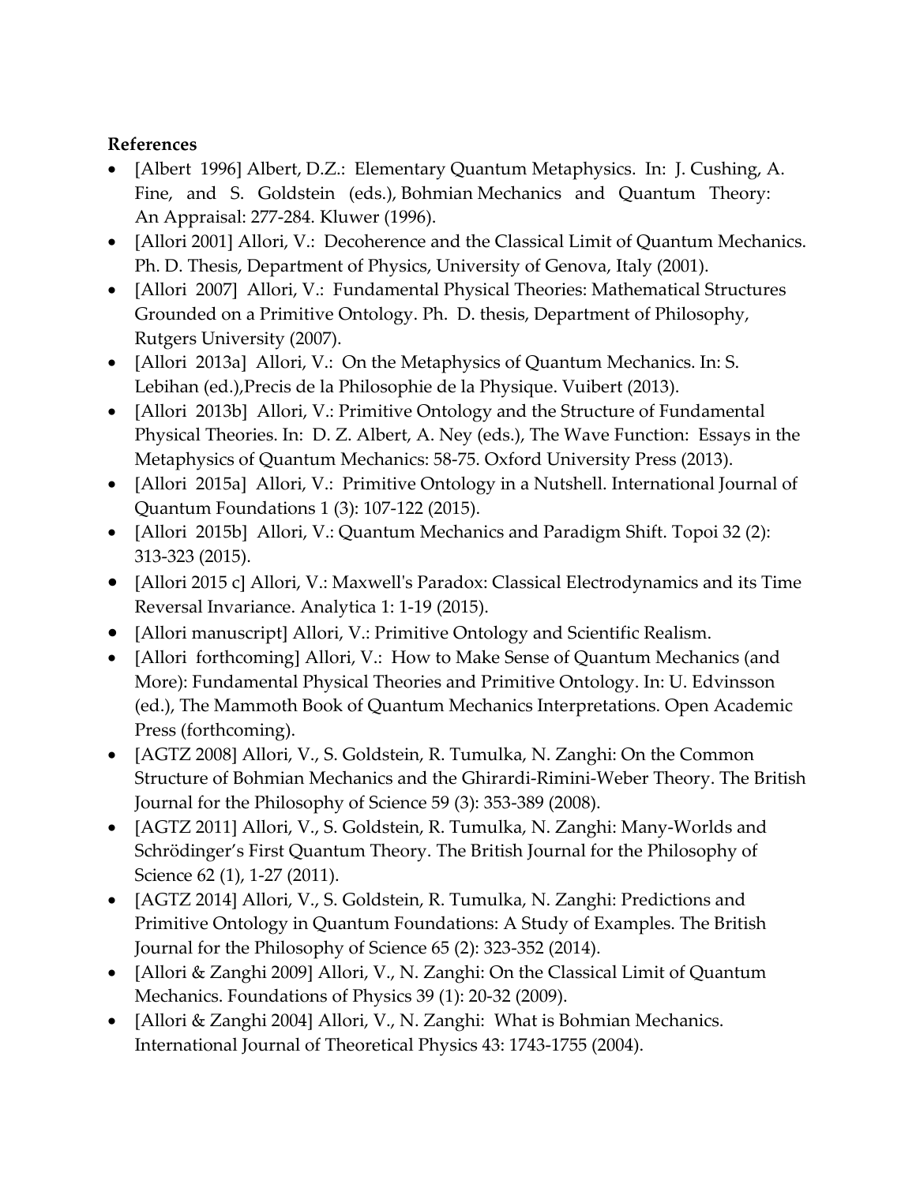**References**

- [Albert 1996] Albert, D.Z.: Elementary Quantum Metaphysics. In: J. Cushing, A. Fine, and S. Goldstein (eds.), Bohmian Mechanics and Quantum Theory: An Appraisal: 277-284. Kluwer (1996).
- [Allori 2001] Allori, V.: Decoherence and the Classical Limit of Quantum Mechanics. Ph. D. Thesis, Department of Physics, University of Genova, Italy (2001).
- [Allori 2007] Allori, V.: Fundamental Physical Theories: Mathematical Structures Grounded on a Primitive Ontology. Ph. D. thesis, Department of Philosophy, Rutgers University (2007).
- [Allori 2013a] Allori, V.: On the Metaphysics of Quantum Mechanics. In: S. Lebihan (ed.),Precis de la Philosophie de la Physique. Vuibert (2013).
- [Allori 2013b] Allori, V.: Primitive Ontology and the Structure of Fundamental Physical Theories. In: D. Z. Albert, A. Ney (eds.), The Wave Function: Essays in the Metaphysics of Quantum Mechanics: 58-75. Oxford University Press (2013).
- [Allori 2015a] Allori, V.: Primitive Ontology in a Nutshell. International Journal of Quantum Foundations 1 (3): 107-122 (2015).
- [Allori 2015b] Allori, V.: Quantum Mechanics and Paradigm Shift. Topoi 32 (2): 313-323 (2015).
- [Allori 2015 c] Allori, V.: Maxwell's Paradox: Classical Electrodynamics and its Time Reversal Invariance. Analytica 1: 1-19 (2015).
- [Allori manuscript] Allori, V.: Primitive Ontology and Scientific Realism.
- [Allori forthcoming] Allori, V.: How to Make Sense of Quantum Mechanics (and More): Fundamental Physical Theories and Primitive Ontology. In: U. Edvinsson (ed.), The Mammoth Book of Quantum Mechanics Interpretations. Open Academic Press (forthcoming).
- [AGTZ 2008] Allori, V., S. Goldstein, R. Tumulka, N. Zanghi: On the Common Structure of Bohmian Mechanics and the Ghirardi-Rimini-Weber Theory. The British Journal for the Philosophy of Science 59 (3): 353-389 (2008).
- [AGTZ 2011] Allori, V., S. Goldstein, R. Tumulka, N. Zanghi: Many-Worlds and Schrödinger's First Quantum Theory. The British Journal for the Philosophy of Science 62 (1), 1-27 (2011).
- [AGTZ 2014] Allori, V., S. Goldstein, R. Tumulka, N. Zanghi: Predictions and Primitive Ontology in Quantum Foundations: A Study of Examples. The British Journal for the Philosophy of Science 65 (2): 323-352 (2014).
- [Allori & Zanghi 2009] Allori, V., N. Zanghi: On the Classical Limit of Quantum Mechanics. Foundations of Physics 39 (1): 20-32 (2009).
- [Allori & Zanghi 2004] Allori, V., N. Zanghi: What is Bohmian Mechanics. International Journal of Theoretical Physics 43: 1743-1755 (2004).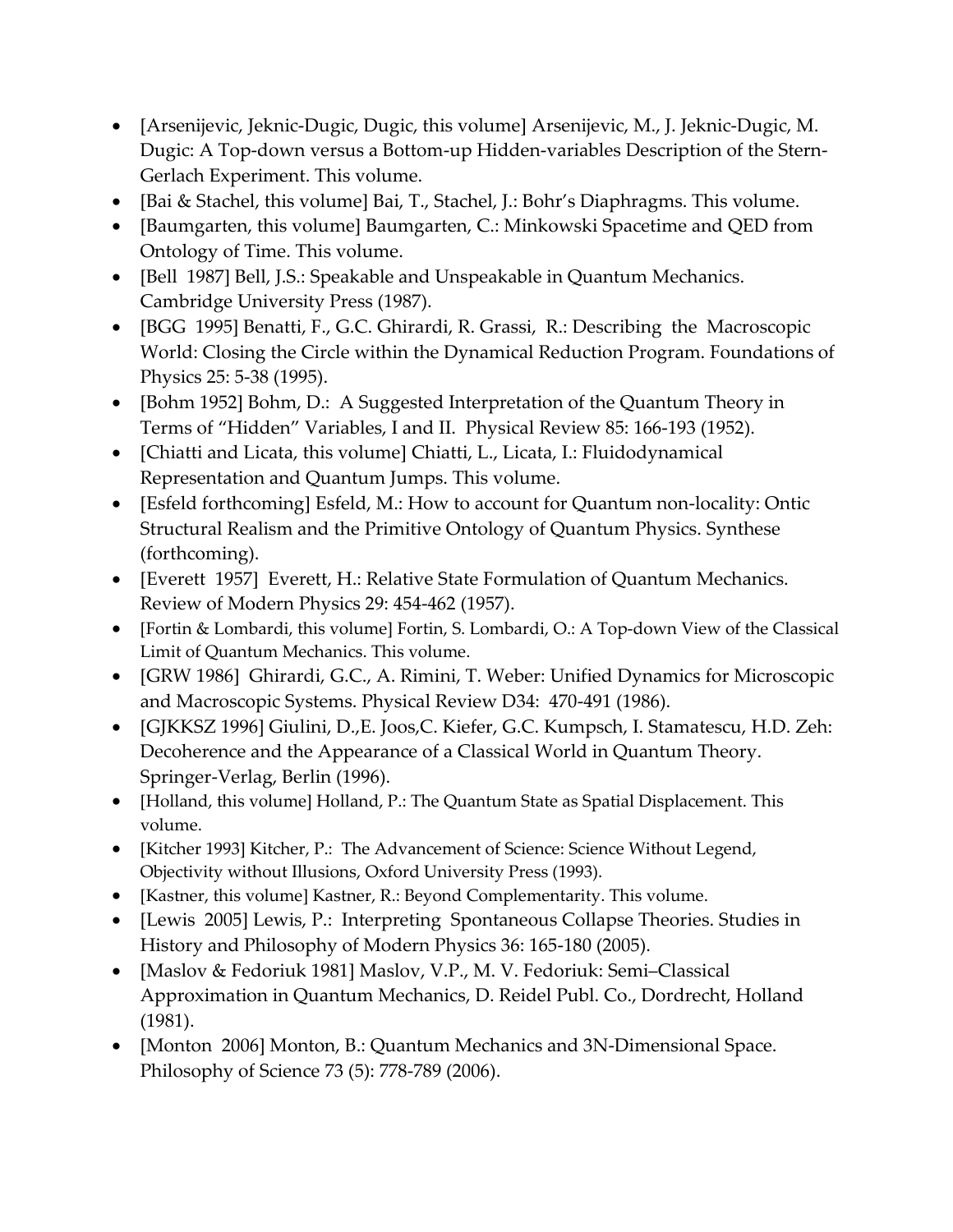- [Arsenijevic, Jeknic-Dugic, Dugic, this volume] Arsenijevic, M., J. Jeknic-Dugic, M. Dugic: A Top-down versus a Bottom-up Hidden-variables Description of the Stern-Gerlach Experiment. This volume.
- [Bai & Stachel, this volume] Bai, T., Stachel, J.: Bohr's Diaphragms. This volume.
- [Baumgarten, this volume] Baumgarten, C.: Minkowski Spacetime and QED from Ontology of Time. This volume.
- [Bell 1987] Bell, J.S.: Speakable and Unspeakable in Quantum Mechanics. Cambridge University Press (1987).
- [BGG 1995] Benatti, F., G.C. Ghirardi, R. Grassi, R.: Describing the Macroscopic World: Closing the Circle within the Dynamical Reduction Program. Foundations of Physics 25: 5-38 (1995).
- [Bohm 1952] Bohm, D.: A Suggested Interpretation of the Quantum Theory in Terms of "Hidden" Variables, I and II. Physical Review 85: 166-193 (1952).
- [Chiatti and Licata, this volume] Chiatti, L., Licata, I.: Fluidodynamical Representation and Quantum Jumps. This volume.
- [Esfeld forthcoming] Esfeld, M.: How to account for Quantum non-locality: Ontic Structural Realism and the Primitive Ontology of Quantum Physics. Synthese (forthcoming).
- [Everett 1957] Everett, H.: Relative State Formulation of Quantum Mechanics. Review of Modern Physics 29: 454-462 (1957).
- [Fortin & Lombardi, this volume] Fortin, S. Lombardi, O.: A Top-down View of the Classical Limit of Quantum Mechanics. This volume.
- [GRW 1986] Ghirardi, G.C., A. Rimini, T. Weber: Unified Dynamics for Microscopic and Macroscopic Systems. Physical Review D34: 470-491 (1986).
- [GJKKSZ 1996] Giulini, D.,E. Joos,C. Kiefer, G.C. Kumpsch, I. Stamatescu, H.D. Zeh: Decoherence and the Appearance of a Classical World in Quantum Theory. Springer-Verlag, Berlin (1996).
- [Holland, this volume] Holland, P.: The Quantum State as Spatial Displacement. This volume.
- [Kitcher 1993] Kitcher, P.: The Advancement of Science: Science Without Legend, Objectivity without Illusions, Oxford University Press (1993).
- [Kastner, this volume] Kastner, R.: Beyond Complementarity. This volume.
- [Lewis 2005] Lewis, P.: Interpreting Spontaneous Collapse Theories. Studies in History and Philosophy of Modern Physics 36: 165-180 (2005).
- [Maslov & Fedoriuk 1981] Maslov, V.P., M. V. Fedoriuk: Semi–Classical Approximation in Quantum Mechanics, D. Reidel Publ. Co., Dordrecht, Holland (1981).
- [Monton 2006] Monton, B.: Quantum Mechanics and 3N-Dimensional Space. Philosophy of Science 73 (5): 778-789 (2006).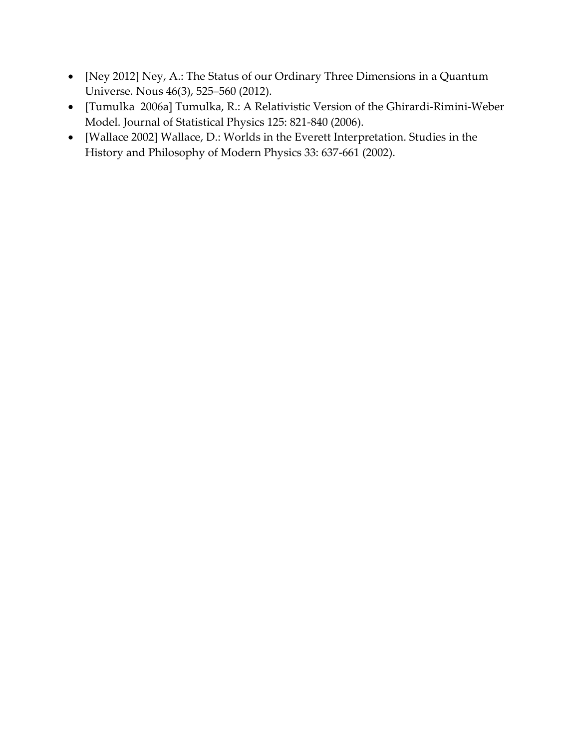- [Ney 2012] Ney, A.: The Status of our Ordinary Three Dimensions in a Quantum Universe. Nous 46(3), 525–560 (2012).
- [Tumulka 2006a] Tumulka, R.: A Relativistic Version of the Ghirardi-Rimini-Weber Model. Journal of Statistical Physics 125: 821-840 (2006).
- [Wallace 2002] Wallace, D.: Worlds in the Everett Interpretation. Studies in the History and Philosophy of Modern Physics 33: 637-661 (2002).